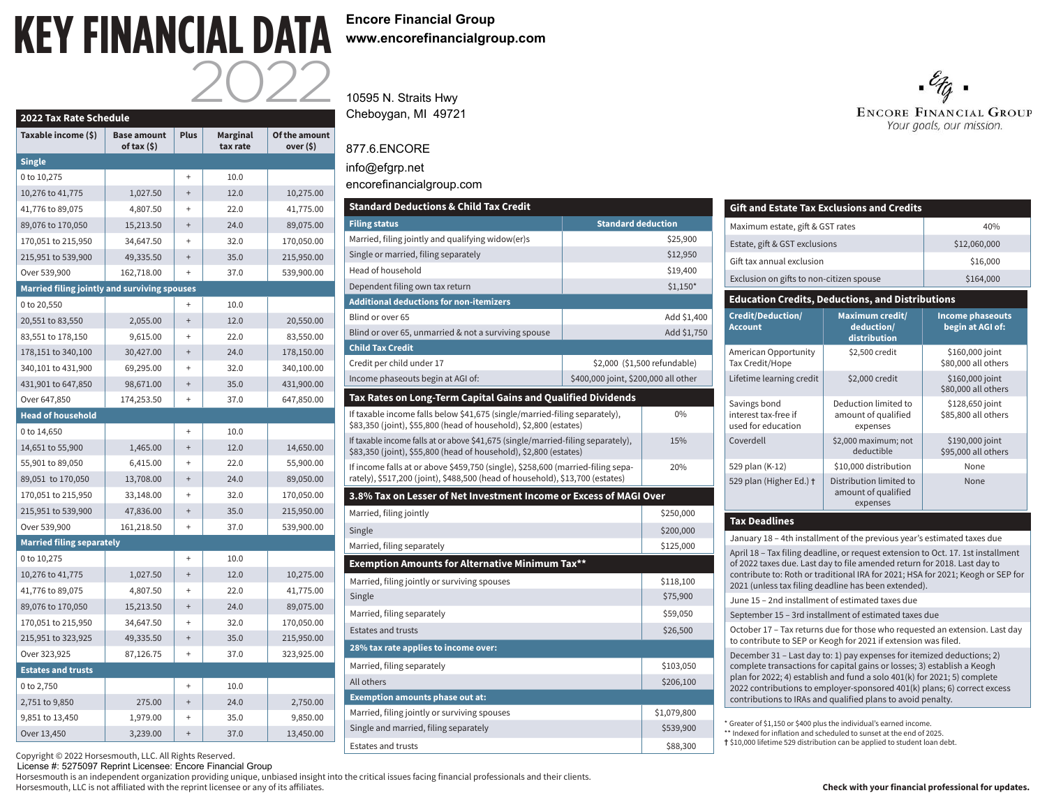# KEY FINANCIAL DATA 2022

**Encore Financial Group**
**www.encorefinancialgroup.com**

10595 N. Straits Hwy
Cheboygan, MI 49721

877.6.ENCORE
info@efgrp.net
encorefinancialgroup.com

ENCORE FINANCIAL GROUP
*Your goals, our mission.*

## 2022 Tax Rate Schedule

| Taxable income ($) | Base amount of tax ($) | Plus | Marginal tax rate | Of the amount over ($) |
|---|---|---|---|---|
| **Single** | | | | |
| 0 to 10,275 | | + | 10.0 | |
| 10,276 to 41,775 | 1,027.50 | + | 12.0 | 10,275.00 |
| 41,776 to 89,075 | 4,807.50 | + | 22.0 | 41,775.00 |
| 89,076 to 170,050 | 15,213.50 | + | 24.0 | 89,075.00 |
| 170,051 to 215,950 | 34,647.50 | + | 32.0 | 170,050.00 |
| 215,951 to 539,900 | 49,335.50 | + | 35.0 | 215,950.00 |
| Over 539,900 | 162,718.00 | + | 37.0 | 539,900.00 |
| **Married filing jointly and surviving spouses** | | | | |
| 0 to 20,550 | | + | 10.0 | |
| 20,551 to 83,550 | 2,055.00 | + | 12.0 | 20,550.00 |
| 83,551 to 178,150 | 9,615.00 | + | 22.0 | 83,550.00 |
| 178,151 to 340,100 | 30,427.00 | + | 24.0 | 178,150.00 |
| 340,101 to 431,900 | 69,295.00 | + | 32.0 | 340,100.00 |
| 431,901 to 647,850 | 98,671.00 | + | 35.0 | 431,900.00 |
| Over 647,850 | 174,253.50 | + | 37.0 | 647,850.00 |
| **Head of household** | | | | |
| 0 to 14,650 | | + | 10.0 | |
| 14,651 to 55,900 | 1,465.00 | + | 12.0 | 14,650.00 |
| 55,901 to 89,050 | 6,415.00 | + | 22.0 | 55,900.00 |
| 89,051 to 170,050 | 13,708.00 | + | 24.0 | 89,050.00 |
| 170,051 to 215,950 | 33,148.00 | + | 32.0 | 170,050.00 |
| 215,951 to 539,900 | 47,836.00 | + | 35.0 | 215,950.00 |
| Over 539,900 | 161,218.50 | + | 37.0 | 539,900.00 |
| **Married filing separately** | | | | |
| 0 to 10,275 | | + | 10.0 | |
| 10,276 to 41,775 | 1,027.50 | + | 12.0 | 10,275.00 |
| 41,776 to 89,075 | 4,807.50 | + | 22.0 | 41,775.00 |
| 89,076 to 170,050 | 15,213.50 | + | 24.0 | 89,075.00 |
| 170,051 to 215,950 | 34,647.50 | + | 32.0 | 170,050.00 |
| 215,951 to 323,925 | 49,335.50 | + | 35.0 | 215,950.00 |
| Over 323,925 | 87,126.75 | + | 37.0 | 323,925.00 |
| **Estates and trusts** | | | | |
| 0 to 2,750 | | + | 10.0 | |
| 2,751 to 9,850 | 275.00 | + | 24.0 | 2,750.00 |
| 9,851 to 13,450 | 1,979.00 | + | 35.0 | 9,850.00 |
| Over 13,450 | 3,239.00 | + | 37.0 | 13,450.00 |

## Standard Deductions & Child Tax Credit

| Filing status | Standard deduction |
|---|---|
| Married, filing jointly and qualifying widow(er)s | $25,900 |
| Single or married, filing separately | $12,950 |
| Head of household | $19,400 |
| Dependent filing own tax return | $1,150* |
| **Additional deductions for non-itemizers** | |
| Blind or over 65 | Add $1,400 |
| Blind or over 65, unmarried & not a surviving spouse | Add $1,750 |
| **Child Tax Credit** | |
| Credit per child under 17 | $2,000 ($1,500 refundable) |
| Income phaseouts begin at AGI of: | $400,000 joint, $200,000 all other |

## Tax Rates on Long-Term Capital Gains and Qualified Dividends

| | |
|---|---|
| If taxable income falls below $41,675 (single/married-filing separately), $83,350 (joint), $55,800 (head of household), $2,800 (estates) | 0% |
| If taxable income falls at or above $41,675 (single/married-filing separately), $83,350 (joint), $55,800 (head of household), $2,800 (estates) | 15% |
| If income falls at or above $459,750 (single), $258,600 (married-filing separately), $517,200 (joint), $488,500 (head of household), $13,700 (estates) | 20% |

## 3.8% Tax on Lesser of Net Investment Income or Excess of MAGI Over

| | |
|---|---|
| Married, filing jointly | $250,000 |
| Single | $200,000 |
| Married, filing separately | $125,000 |

## Exemption Amounts for Alternative Minimum Tax**

| | |
|---|---|
| Married, filing jointly or surviving spouses | $118,100 |
| Single | $75,900 |
| Married, filing separately | $59,050 |
| Estates and trusts | $26,500 |
| **28% tax rate applies to income over:** | |
| Married, filing separately | $103,050 |
| All others | $206,100 |
| **Exemption amounts phase out at:** | |
| Married, filing jointly or surviving spouses | $1,079,800 |
| Single and married, filing separately | $539,900 |
| Estates and trusts | $88,300 |

## Gift and Estate Tax Exclusions and Credits

| | |
|---|---|
| Maximum estate, gift & GST rates | 40% |
| Estate, gift & GST exclusions | $12,060,000 |
| Gift tax annual exclusion | $16,000 |
| Exclusion on gifts to non-citizen spouse | $164,000 |

## Education Credits, Deductions, and Distributions

| Credit/Deduction/Account | Maximum credit/deduction/distribution | Income phaseouts begin at AGI of: |
|---|---|---|
| American Opportunity Tax Credit/Hope | $2,500 credit | $160,000 joint $80,000 all others |
| Lifetime learning credit | $2,000 credit | $160,000 joint $80,000 all others |
| Savings bond interest tax-free if used for education | Deduction limited to amount of qualified expenses | $128,650 joint $85,800 all others |
| Coverdell | $2,000 maximum; not deductible | $190,000 joint $95,000 all others |
| 529 plan (K-12) | $10,000 distribution | None |
| 529 plan (Higher Ed.) † | Distribution limited to amount of qualified expenses | None |

## Tax Deadlines

- January 18 – 4th installment of the previous year's estimated taxes due
- April 18 – Tax filing deadline, or request extension to Oct. 17. 1st installment of 2022 taxes due. Last day to file amended return for 2018. Last day to contribute to: Roth or traditional IRA for 2021; HSA for 2021; Keogh or SEP for 2021 (unless tax filing deadline has been extended).
- June 15 – 2nd installment of estimated taxes due
- September 15 – 3rd installment of estimated taxes due
- October 17 – Tax returns due for those who requested an extension. Last day to contribute to SEP or Keogh for 2021 if extension was filed.
- December 31 – Last day to: 1) pay expenses for itemized deductions; 2) complete transactions for capital gains or losses; 3) establish a Keogh plan for 2022; 4) establish and fund a solo 401(k) for 2021; 5) complete 2022 contributions to employer-sponsored 401(k) plans; 6) correct excess contributions to IRAs and qualified plans to avoid penalty.

\* Greater of $1,150 or $400 plus the individual's earned income.
** Indexed for inflation and scheduled to sunset at the end of 2025.
† $10,000 lifetime 529 distribution can be applied to student loan debt.

Copyright © 2022 Horsesmouth, LLC. All Rights Reserved.
License #: 5275097 Reprint Licensee: Encore Financial Group
Horsesmouth is an independent organization providing unique, unbiased insight into the critical issues facing financial professionals and their clients.
Horsesmouth, LLC is not affiliated with the reprint licensee or any of its affiliates.

**Check with your financial professional for updates.**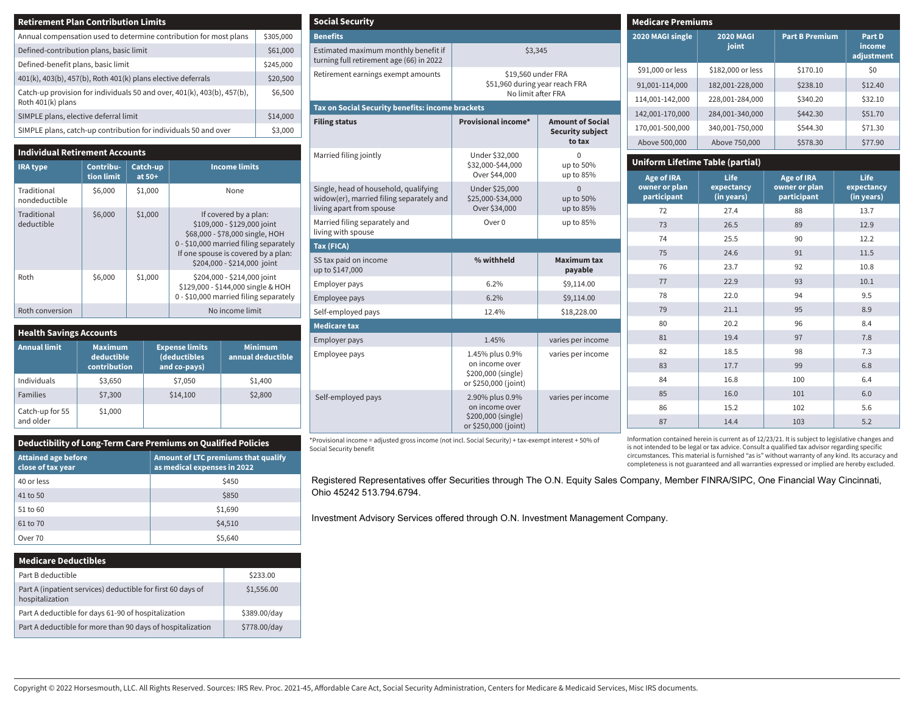## Retirement Plan Contribution Limits

| | |
|---|---|
| Annual compensation used to determine contribution for most plans | $305,000 |
| Defined-contribution plans, basic limit | $61,000 |
| Defined-benefit plans, basic limit | $245,000 |
| 401(k), 403(b), 457(b), Roth 401(k) plans elective deferrals | $20,500 |
| Catch-up provision for individuals 50 and over, 401(k), 403(b), 457(b), Roth 401(k) plans | $6,500 |
| SIMPLE plans, elective deferral limit | $14,000 |
| SIMPLE plans, catch-up contribution for individuals 50 and over | $3,000 |

## Individual Retirement Accounts

| IRA type | Contribution limit | Catch-up at 50+ | Income limits |
|---|---|---|---|
| Traditional nondeductible | $6,000 | $1,000 | None |
| Traditional deductible | $6,000 | $1,000 | If covered by a plan: $109,000 - $129,000 joint $68,000 - $78,000 single, HOH 0 - $10,000 married filing separately If one spouse is covered by a plan: $204,000 - $214,000 joint |
| Roth | $6,000 | $1,000 | $204,000 - $214,000 joint $129,000 - $144,000 single & HOH 0 - $10,000 married filing separately |
| Roth conversion | | | No income limit |

## Health Savings Accounts

| Annual limit | Maximum deductible contribution | Expense limits (deductibles and co-pays) | Minimum annual deductible |
|---|---|---|---|
| Individuals | $3,650 | $7,050 | $1,400 |
| Families | $7,300 | $14,100 | $2,800 |
| Catch-up for 55 and older | $1,000 | | |

## Deductibility of Long-Term Care Premiums on Qualified Policies

| Attained age before close of tax year | Amount of LTC premiums that qualify as medical expenses in 2022 |
|---|---|
| 40 or less | $450 |
| 41 to 50 | $850 |
| 51 to 60 | $1,690 |
| 61 to 70 | $4,510 |
| Over 70 | $5,640 |

## Medicare Deductibles

| | |
|---|---|
| Part B deductible | $233.00 |
| Part A (inpatient services) deductible for first 60 days of hospitalization | $1,556.00 |
| Part A deductible for days 61-90 of hospitalization | $389.00/day |
| Part A deductible for more than 90 days of hospitalization | $778.00/day |

## Social Security

### Benefits

| | |
|---|---|
| Estimated maximum monthly benefit if turning full retirement age (66) in 2022 | $3,345 |
| Retirement earnings exempt amounts | $19,560 under FRA $51,960 during year reach FRA No limit after FRA |

### Tax on Social Security benefits: income brackets

| Filing status | Provisional income* | Amount of Social Security subject to tax |
|---|---|---|
| Married filing jointly | Under $32,000 $32,000-$44,000 Over $44,000 | 0 up to 50% up to 85% |
| Single, head of household, qualifying widow(er), married filing separately and living apart from spouse | Under $25,000 $25,000-$34,000 Over $34,000 | 0 up to 50% up to 85% |
| Married filing separately and living with spouse | Over 0 | up to 85% |

### Tax (FICA)

| SS tax paid on income up to $147,000 | % withheld | Maximum tax payable |
|---|---|---|
| Employer pays | 6.2% | $9,114.00 |
| Employee pays | 6.2% | $9,114.00 |
| Self-employed pays | 12.4% | $18,228.00 |

### Medicare tax

| | | |
|---|---|---|
| Employer pays | 1.45% | varies per income |
| Employee pays | 1.45% plus 0.9% on income over $200,000 (single) or $250,000 (joint) | varies per income |
| Self-employed pays | 2.90% plus 0.9% on income over $200,000 (single) or $250,000 (joint) | varies per income |

*Provisional income = adjusted gross income (not incl. Social Security) + tax-exempt interest + 50% of Social Security benefit

## Medicare Premiums

| 2020 MAGI single | 2020 MAGI joint | Part B Premium | Part D income adjustment |
|---|---|---|---|
| $91,000 or less | $182,000 or less | $170.10 | $0 |
| 91,001-114,000 | 182,001-228,000 | $238.10 | $12.40 |
| 114,001-142,000 | 228,001-284,000 | $340.20 | $32.10 |
| 142,001-170,000 | 284,001-340,000 | $442.30 | $51.70 |
| 170,001-500,000 | 340,001-750,000 | $544.30 | $71.30 |
| Above 500,000 | Above 750,000 | $578.30 | $77.90 |

## Uniform Lifetime Table (partial)

| Age of IRA owner or plan participant | Life expectancy (in years) | Age of IRA owner or plan participant | Life expectancy (in years) |
|---|---|---|---|
| 72 | 27.4 | 88 | 13.7 |
| 73 | 26.5 | 89 | 12.9 |
| 74 | 25.5 | 90 | 12.2 |
| 75 | 24.6 | 91 | 11.5 |
| 76 | 23.7 | 92 | 10.8 |
| 77 | 22.9 | 93 | 10.1 |
| 78 | 22.0 | 94 | 9.5 |
| 79 | 21.1 | 95 | 8.9 |
| 80 | 20.2 | 96 | 8.4 |
| 81 | 19.4 | 97 | 7.8 |
| 82 | 18.5 | 98 | 7.3 |
| 83 | 17.7 | 99 | 6.8 |
| 84 | 16.8 | 100 | 6.4 |
| 85 | 16.0 | 101 | 6.0 |
| 86 | 15.2 | 102 | 5.6 |
| 87 | 14.4 | 103 | 5.2 |

Information contained herein is current as of 12/23/21. It is subject to legislative changes and is not intended to be legal or tax advice. Consult a qualified tax advisor regarding specific circumstances. This material is furnished "as is" without warranty of any kind. Its accuracy and completeness is not guaranteed and all warranties expressed or implied are hereby excluded.

Registered Representatives offer Securities through The O.N. Equity Sales Company, Member FINRA/SIPC, One Financial Way Cincinnati, Ohio 45242 513.794.6794.

Investment Advisory Services offered through O.N. Investment Management Company.

Copyright © 2022 Horsesmouth, LLC. All Rights Reserved. Sources: IRS Rev. Proc. 2021-45, Affordable Care Act, Social Security Administration, Centers for Medicare & Medicaid Services, Misc IRS documents.